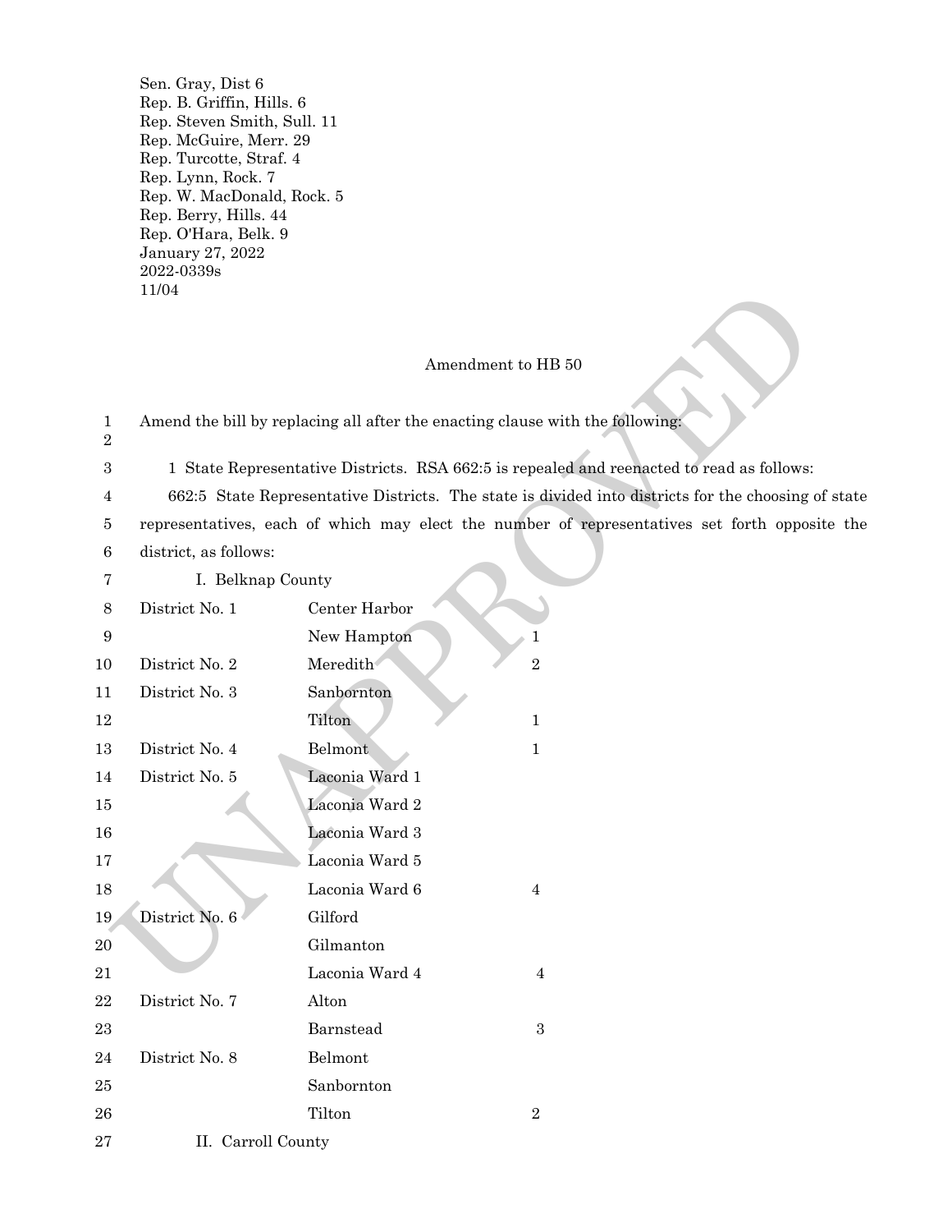Sen. Gray, Dist 6
Rep. B. Griffin, Hills. 6
Rep. Steven Smith, Sull. 11
Rep. McGuire, Merr. 29
Rep. Turcotte, Straf. 4
Rep. Lynn, Rock. 7
Rep. W. MacDonald, Rock. 5
Rep. Berry, Hills. 44
Rep. O'Hara, Belk. 9
January 27, 2022
2022-0339s
11/04

UNAPPROVED

## Amendment to HB 50

Amend the bill by replacing all after the enacting clause with the following:

1 State Representative Districts. RSA 662:5 is repealed and reenacted to read as follows:

662:5 State Representative Districts. The state is divided into districts for the choosing of state representatives, each of which may elect the number of representatives set forth opposite the district, as follows:

I. Belknap County

| District | Town/Ward | Representatives |
|---|---|---|
| District No. 1 | Center Harbor | |
| | New Hampton | 1 |
| District No. 2 | Meredith | 2 |
| District No. 3 | Sanbornton | |
| | Tilton | 1 |
| District No. 4 | Belmont | 1 |
| District No. 5 | Laconia Ward 1 | |
| | Laconia Ward 2 | |
| | Laconia Ward 3 | |
| | Laconia Ward 5 | |
| | Laconia Ward 6 | 4 |
| District No. 6 | Gilford | |
| | Gilmanton | |
| | Laconia Ward 4 | 4 |
| District No. 7 | Alton | |
| | Barnstead | 3 |
| District No. 8 | Belmont | |
| | Sanbornton | |
| | Tilton | 2 |

II. Carroll County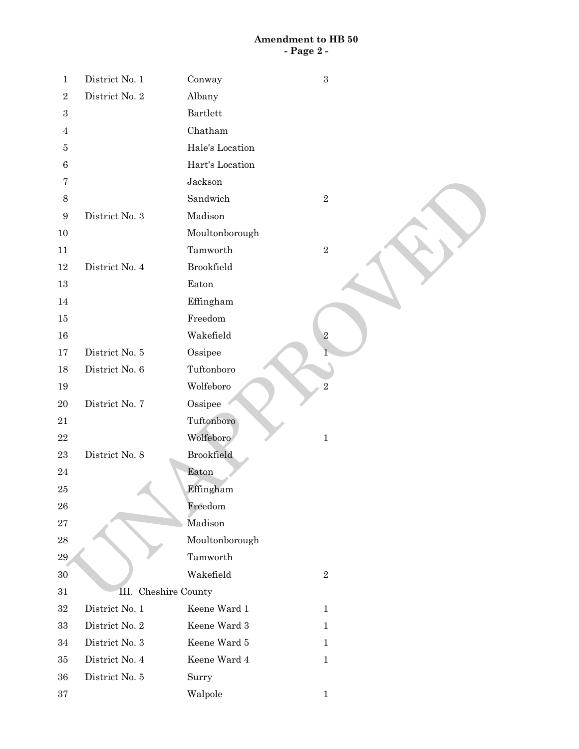| | | |
|---|---|---|
| District No. 1 | Conway | 3 |
| District No. 2 | Albany | |
| | Bartlett | |
| | Chatham | |
| | Hale's Location | |
| | Hart's Location | |
| | Jackson | |
| | Sandwich | 2 |
| District No. 3 | Madison | |
| | Moultonborough | |
| | Tamworth | 2 |
| District No. 4 | Brookfield | |
| | Eaton | |
| | Effingham | |
| | Freedom | |
| | Wakefield | 2 |
| District No. 5 | Ossipee | 1 |
| District No. 6 | Tuftonboro | |
| | Wolfeboro | 2 |
| District No. 7 | Ossipee | |
| | Tuftonboro | |
| | Wolfeboro | 1 |
| District No. 8 | Brookfield | |
| | Eaton | |
| | Effingham | |
| | Freedom | |
| | Madison | |
| | Moultonborough | |
| | Tamworth | |
| | Wakefield | 2 |

III. Cheshire County

| | | |
|---|---|---|
| District No. 1 | Keene Ward 1 | 1 |
| District No. 2 | Keene Ward 3 | 1 |
| District No. 3 | Keene Ward 5 | 1 |
| District No. 4 | Keene Ward 4 | 1 |
| District No. 5 | Surry | |
| | Walpole | 1 |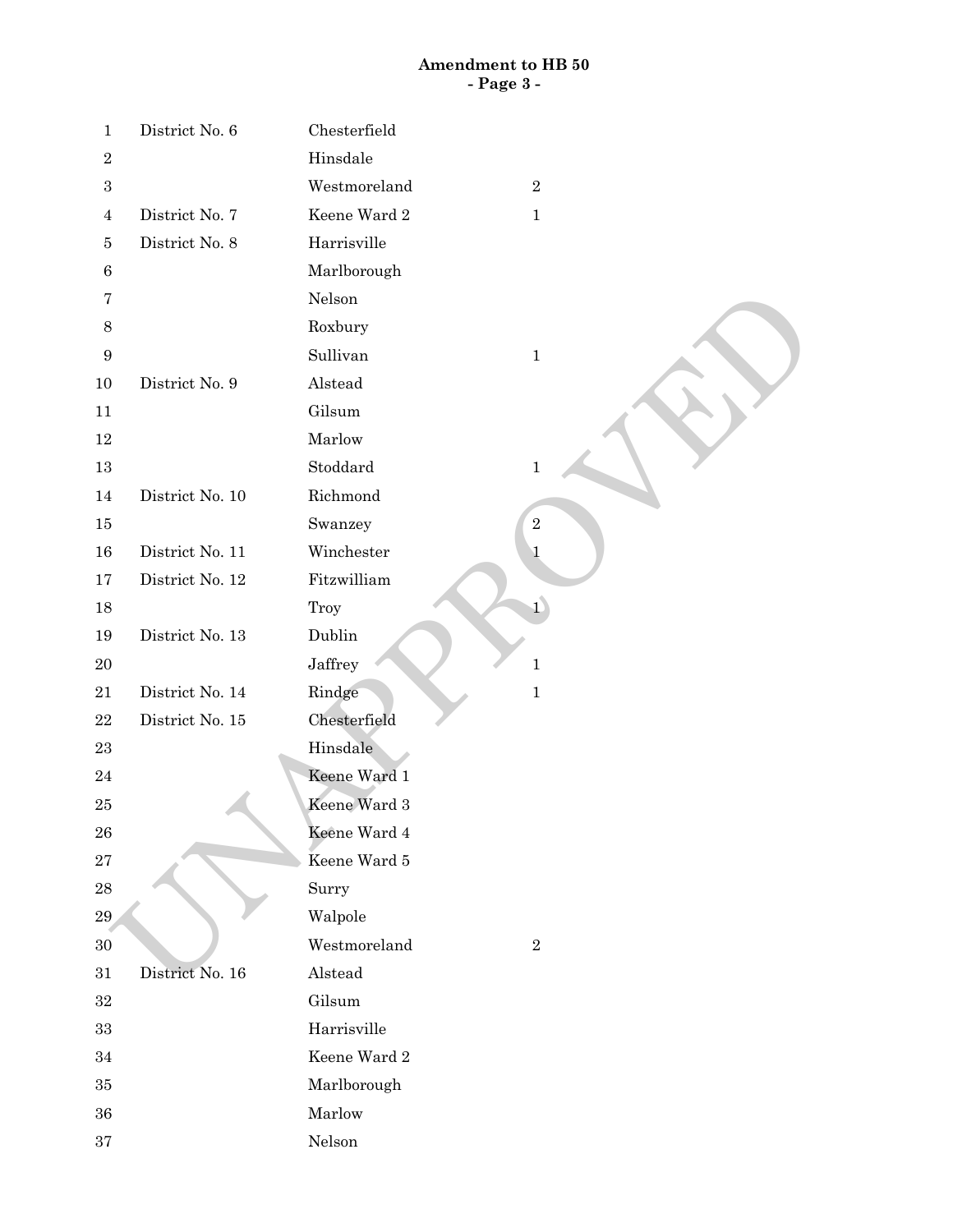# Amendment to HB 50
## - Page 3 -

| Line | District | Town/Ward | Representatives |
|---|---|---|---|
| 1 | District No. 6 | Chesterfield | |
| 2 | | Hinsdale | |
| 3 | | Westmoreland | 2 |
| 4 | District No. 7 | Keene Ward 2 | 1 |
| 5 | District No. 8 | Harrisville | |
| 6 | | Marlborough | |
| 7 | | Nelson | |
| 8 | | Roxbury | |
| 9 | | Sullivan | 1 |
| 10 | District No. 9 | Alstead | |
| 11 | | Gilsum | |
| 12 | | Marlow | |
| 13 | | Stoddard | 1 |
| 14 | District No. 10 | Richmond | |
| 15 | | Swanzey | 2 |
| 16 | District No. 11 | Winchester | 1 |
| 17 | District No. 12 | Fitzwilliam | |
| 18 | | Troy | 1 |
| 19 | District No. 13 | Dublin | |
| 20 | | Jaffrey | 1 |
| 21 | District No. 14 | Rindge | 1 |
| 22 | District No. 15 | Chesterfield | |
| 23 | | Hinsdale | |
| 24 | | Keene Ward 1 | |
| 25 | | Keene Ward 3 | |
| 26 | | Keene Ward 4 | |
| 27 | | Keene Ward 5 | |
| 28 | | Surry | |
| 29 | | Walpole | |
| 30 | | Westmoreland | 2 |
| 31 | District No. 16 | Alstead | |
| 32 | | Gilsum | |
| 33 | | Harrisville | |
| 34 | | Keene Ward 2 | |
| 35 | | Marlborough | |
| 36 | | Marlow | |
| 37 | | Nelson | |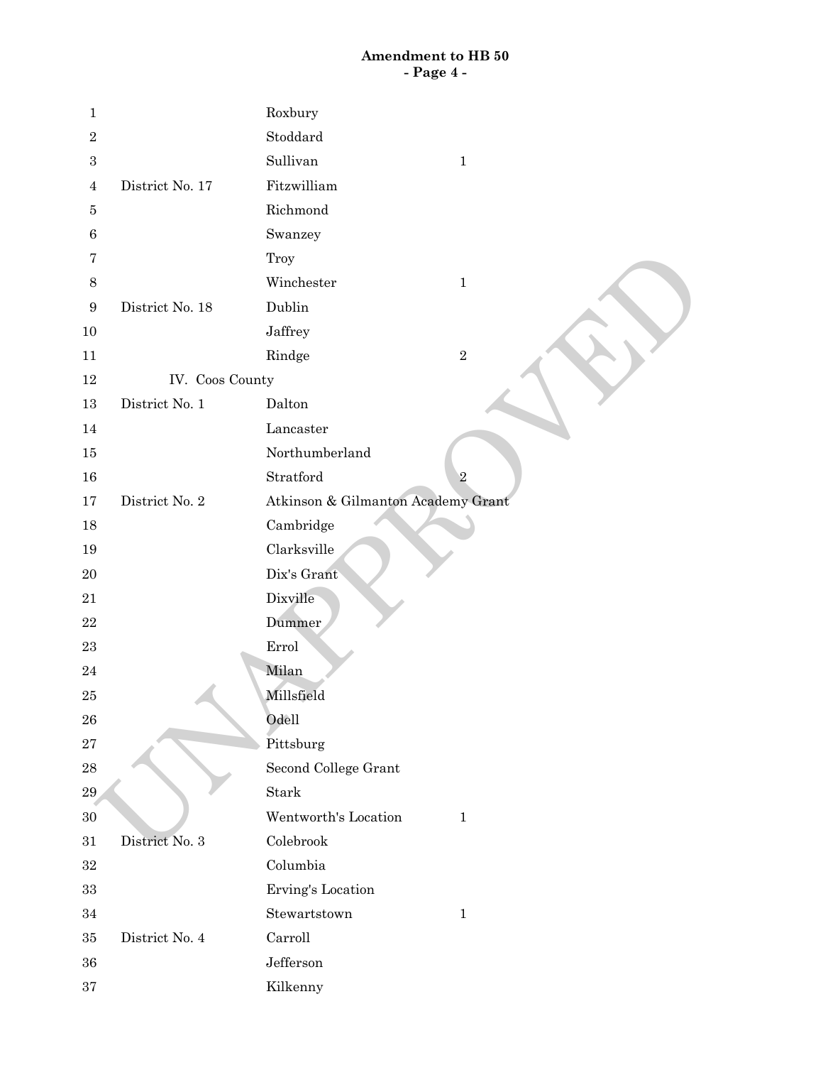| | | |
|---|---|---|
| | Roxbury | |
| | Stoddard | |
| | Sullivan | 1 |
| District No. 17 | Fitzwilliam | |
| | Richmond | |
| | Swanzey | |
| | Troy | |
| | Winchester | 1 |
| District No. 18 | Dublin | |
| | Jaffrey | |
| | Rindge | 2 |
| IV. Coos County | | |
| District No. 1 | Dalton | |
| | Lancaster | |
| | Northumberland | |
| | Stratford | 2 |
| District No. 2 | Atkinson & Gilmanton Academy Grant | |
| | Cambridge | |
| | Clarksville | |
| | Dix's Grant | |
| | Dixville | |
| | Dummer | |
| | Errol | |
| | Milan | |
| | Millsfield | |
| | Odell | |
| | Pittsburg | |
| | Second College Grant | |
| | Stark | |
| | Wentworth's Location | 1 |
| District No. 3 | Colebrook | |
| | Columbia | |
| | Erving's Location | |
| | Stewartstown | 1 |
| District No. 4 | Carroll | |
| | Jefferson | |
| | Kilkenny | |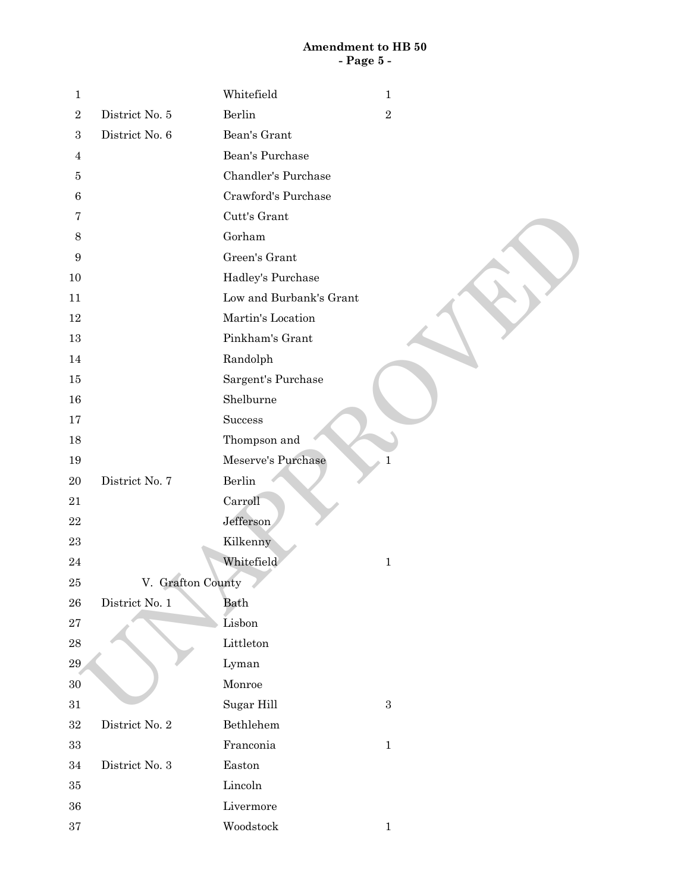| | | |
|---|---|---|
| | Whitefield | 1 |
| District No. 5 | Berlin | 2 |
| District No. 6 | Bean's Grant | |
| | Bean's Purchase | |
| | Chandler's Purchase | |
| | Crawford's Purchase | |
| | Cutt's Grant | |
| | Gorham | |
| | Green's Grant | |
| | Hadley's Purchase | |
| | Low and Burbank's Grant | |
| | Martin's Location | |
| | Pinkham's Grant | |
| | Randolph | |
| | Sargent's Purchase | |
| | Shelburne | |
| | Success | |
| | Thompson and | |
| | Meserve's Purchase | 1 |
| District No. 7 | Berlin | |
| | Carroll | |
| | Jefferson | |
| | Kilkenny | |
| | Whitefield | 1 |

V. Grafton County

| | | |
|---|---|---|
| District No. 1 | Bath | |
| | Lisbon | |
| | Littleton | |
| | Lyman | |
| | Monroe | |
| | Sugar Hill | 3 |
| District No. 2 | Bethlehem | |
| | Franconia | 1 |
| District No. 3 | Easton | |
| | Lincoln | |
| | Livermore | |
| | Woodstock | 1 |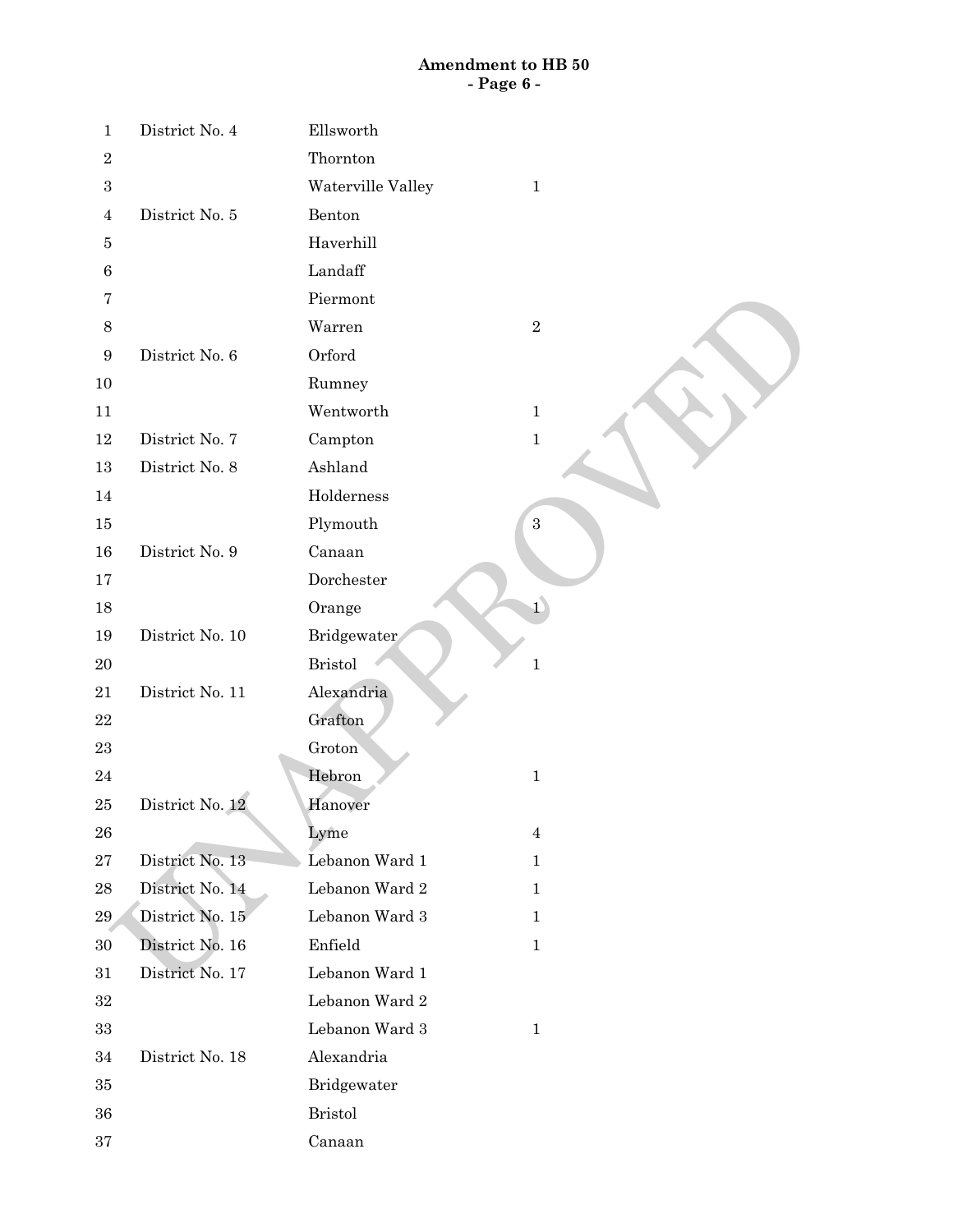| | | | |
|---|---|---|---|
| 1 | District No. 4 | Ellsworth | |
| 2 | | Thornton | |
| 3 | | Waterville Valley | 1 |
| 4 | District No. 5 | Benton | |
| 5 | | Haverhill | |
| 6 | | Landaff | |
| 7 | | Piermont | |
| 8 | | Warren | 2 |
| 9 | District No. 6 | Orford | |
| 10 | | Rumney | |
| 11 | | Wentworth | 1 |
| 12 | District No. 7 | Campton | 1 |
| 13 | District No. 8 | Ashland | |
| 14 | | Holderness | |
| 15 | | Plymouth | 3 |
| 16 | District No. 9 | Canaan | |
| 17 | | Dorchester | |
| 18 | | Orange | 1 |
| 19 | District No. 10 | Bridgewater | |
| 20 | | Bristol | 1 |
| 21 | District No. 11 | Alexandria | |
| 22 | | Grafton | |
| 23 | | Groton | |
| 24 | | Hebron | 1 |
| 25 | District No. 12 | Hanover | |
| 26 | | Lyme | 4 |
| 27 | District No. 13 | Lebanon Ward 1 | 1 |
| 28 | District No. 14 | Lebanon Ward 2 | 1 |
| 29 | District No. 15 | Lebanon Ward 3 | 1 |
| 30 | District No. 16 | Enfield | 1 |
| 31 | District No. 17 | Lebanon Ward 1 | |
| 32 | | Lebanon Ward 2 | |
| 33 | | Lebanon Ward 3 | 1 |
| 34 | District No. 18 | Alexandria | |
| 35 | | Bridgewater | |
| 36 | | Bristol | |
| 37 | | Canaan | |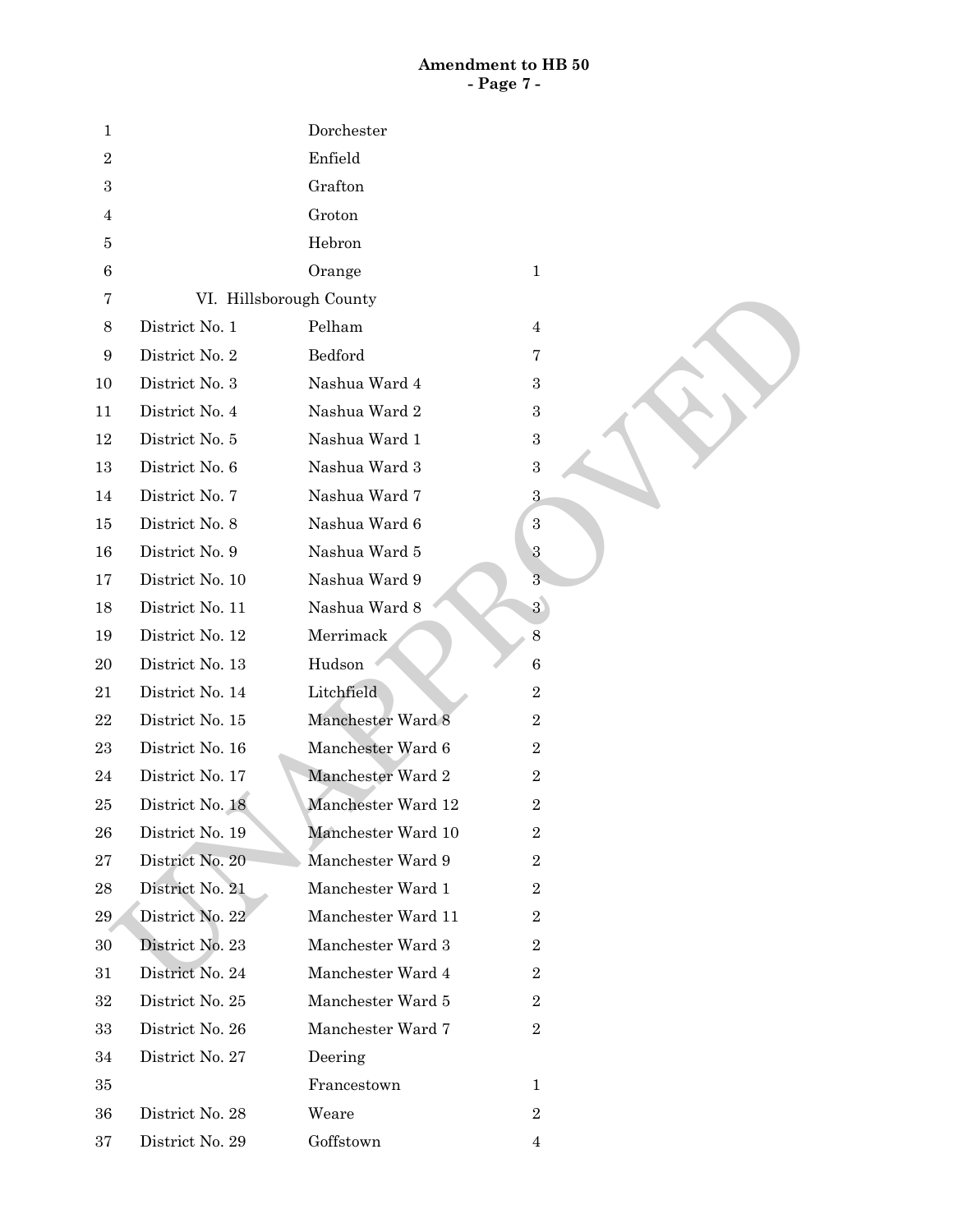| | | |
|---|---|---|
| | Dorchester | |
| | Enfield | |
| | Grafton | |
| | Groton | |
| | Hebron | |
| | Orange | 1 |

VI. Hillsborough County

| | | |
|---|---|---|
| District No. 1 | Pelham | 4 |
| District No. 2 | Bedford | 7 |
| District No. 3 | Nashua Ward 4 | 3 |
| District No. 4 | Nashua Ward 2 | 3 |
| District No. 5 | Nashua Ward 1 | 3 |
| District No. 6 | Nashua Ward 3 | 3 |
| District No. 7 | Nashua Ward 7 | 3 |
| District No. 8 | Nashua Ward 6 | 3 |
| District No. 9 | Nashua Ward 5 | 3 |
| District No. 10 | Nashua Ward 9 | 3 |
| District No. 11 | Nashua Ward 8 | 3 |
| District No. 12 | Merrimack | 8 |
| District No. 13 | Hudson | 6 |
| District No. 14 | Litchfield | 2 |
| District No. 15 | Manchester Ward 8 | 2 |
| District No. 16 | Manchester Ward 6 | 2 |
| District No. 17 | Manchester Ward 2 | 2 |
| District No. 18 | Manchester Ward 12 | 2 |
| District No. 19 | Manchester Ward 10 | 2 |
| District No. 20 | Manchester Ward 9 | 2 |
| District No. 21 | Manchester Ward 1 | 2 |
| District No. 22 | Manchester Ward 11 | 2 |
| District No. 23 | Manchester Ward 3 | 2 |
| District No. 24 | Manchester Ward 4 | 2 |
| District No. 25 | Manchester Ward 5 | 2 |
| District No. 26 | Manchester Ward 7 | 2 |
| District No. 27 | Deering | |
| | Francestown | 1 |
| District No. 28 | Weare | 2 |
| District No. 29 | Goffstown | 4 |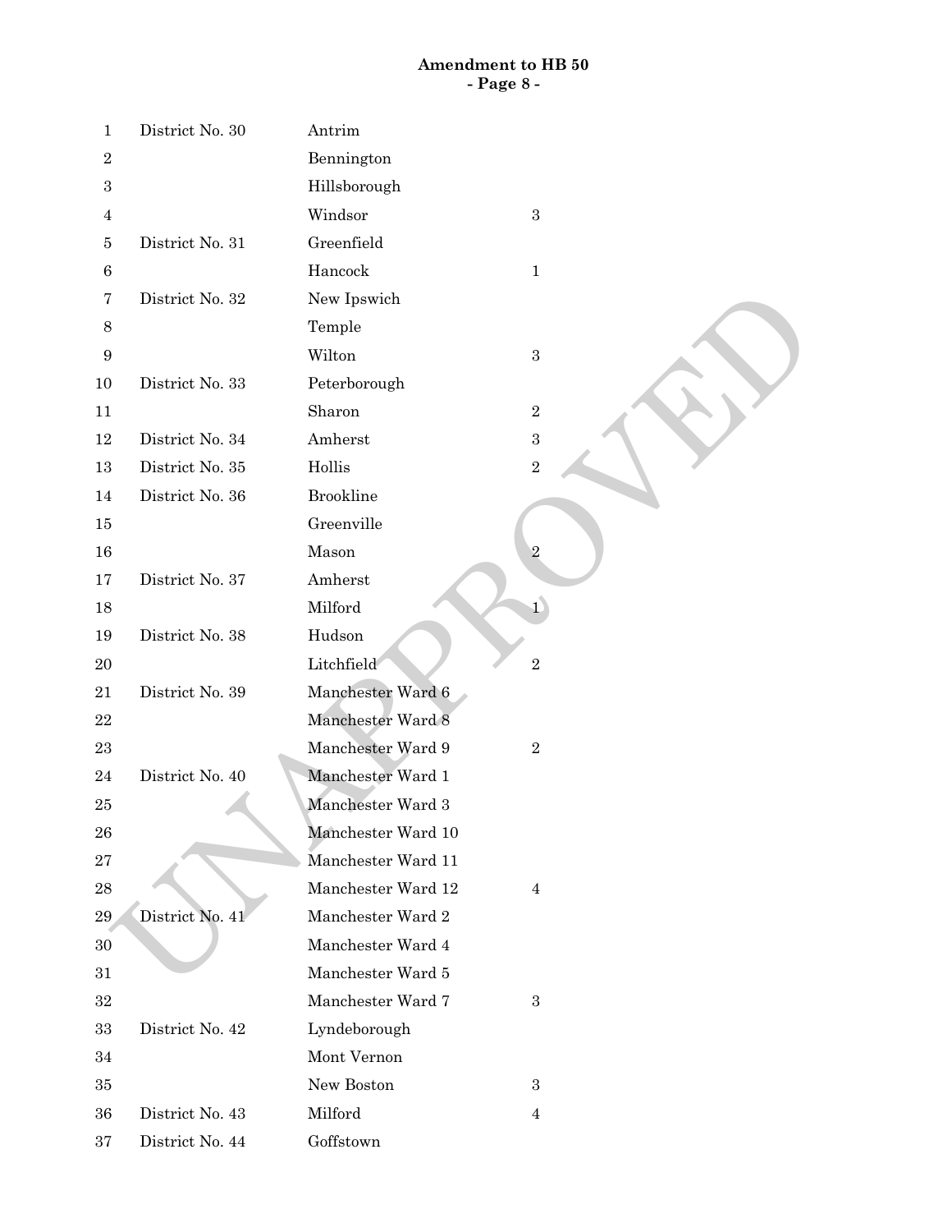| | | |
|---|---|---|
| District No. 30 | Antrim | |
| | Bennington | |
| | Hillsborough | |
| | Windsor | 3 |
| District No. 31 | Greenfield | |
| | Hancock | 1 |
| District No. 32 | New Ipswich | |
| | Temple | |
| | Wilton | 3 |
| District No. 33 | Peterborough | |
| | Sharon | 2 |
| District No. 34 | Amherst | 3 |
| District No. 35 | Hollis | 2 |
| District No. 36 | Brookline | |
| | Greenville | |
| | Mason | 2 |
| District No. 37 | Amherst | |
| | Milford | 1 |
| District No. 38 | Hudson | |
| | Litchfield | 2 |
| District No. 39 | Manchester Ward 6 | |
| | Manchester Ward 8 | |
| | Manchester Ward 9 | 2 |
| District No. 40 | Manchester Ward 1 | |
| | Manchester Ward 3 | |
| | Manchester Ward 10 | |
| | Manchester Ward 11 | |
| | Manchester Ward 12 | 4 |
| District No. 41 | Manchester Ward 2 | |
| | Manchester Ward 4 | |
| | Manchester Ward 5 | |
| | Manchester Ward 7 | 3 |
| District No. 42 | Lyndeborough | |
| | Mont Vernon | |
| | New Boston | 3 |
| District No. 43 | Milford | 4 |
| District No. 44 | Goffstown | |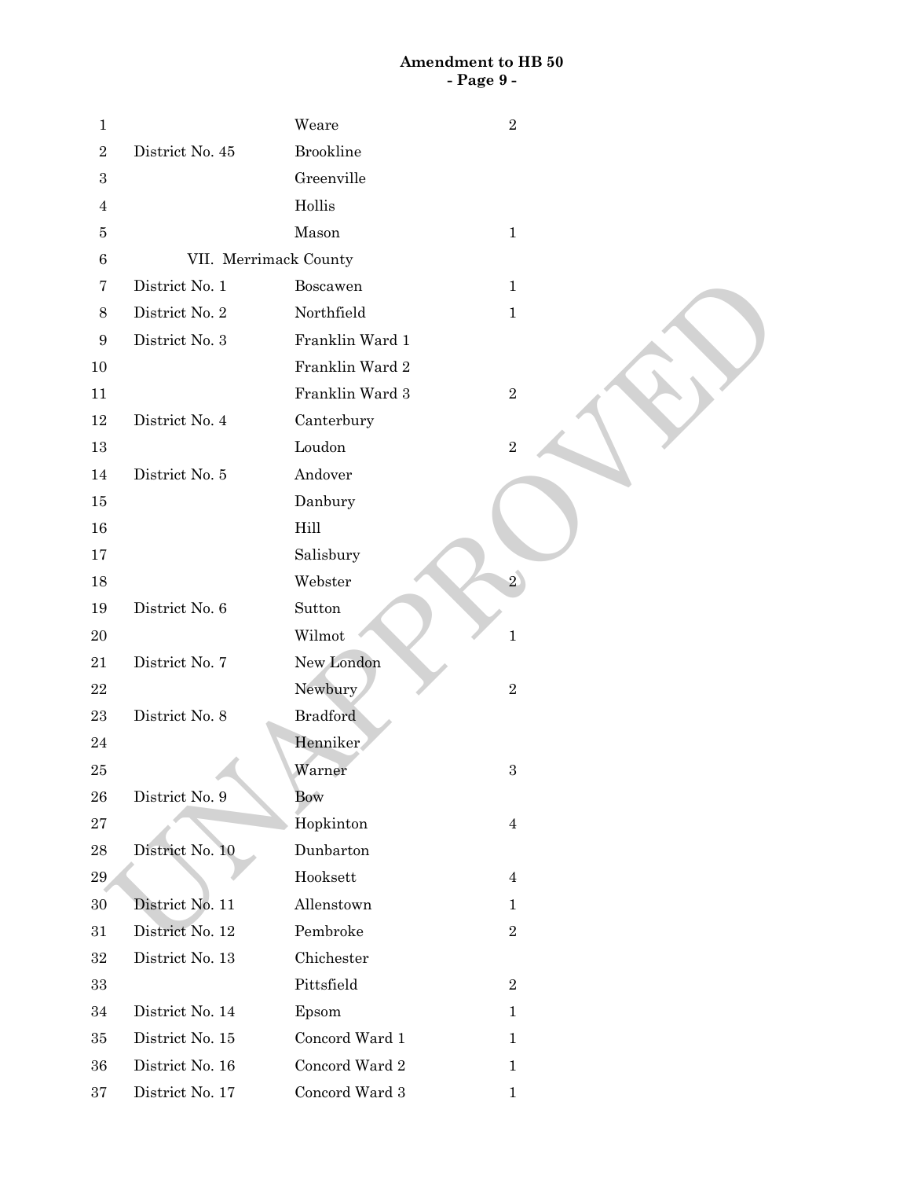| District | Town/Ward | Representatives |
|---|---|---|
| | Weare | 2 |
| District No. 45 | Brookline | |
| | Greenville | |
| | Hollis | |
| | Mason | 1 |

VII. Merrimack County

| District | Town/Ward | Representatives |
|---|---|---|
| District No. 1 | Boscawen | 1 |
| District No. 2 | Northfield | 1 |
| District No. 3 | Franklin Ward 1 | |
| | Franklin Ward 2 | |
| | Franklin Ward 3 | 2 |
| District No. 4 | Canterbury | |
| | Loudon | 2 |
| District No. 5 | Andover | |
| | Danbury | |
| | Hill | |
| | Salisbury | |
| | Webster | 2 |
| District No. 6 | Sutton | |
| | Wilmot | 1 |
| District No. 7 | New London | |
| | Newbury | 2 |
| District No. 8 | Bradford | |
| | Henniker | |
| | Warner | 3 |
| District No. 9 | Bow | |
| | Hopkinton | 4 |
| District No. 10 | Dunbarton | |
| | Hooksett | 4 |
| District No. 11 | Allenstown | 1 |
| District No. 12 | Pembroke | 2 |
| District No. 13 | Chichester | |
| | Pittsfield | 2 |
| District No. 14 | Epsom | 1 |
| District No. 15 | Concord Ward 1 | 1 |
| District No. 16 | Concord Ward 2 | 1 |
| District No. 17 | Concord Ward 3 | 1 |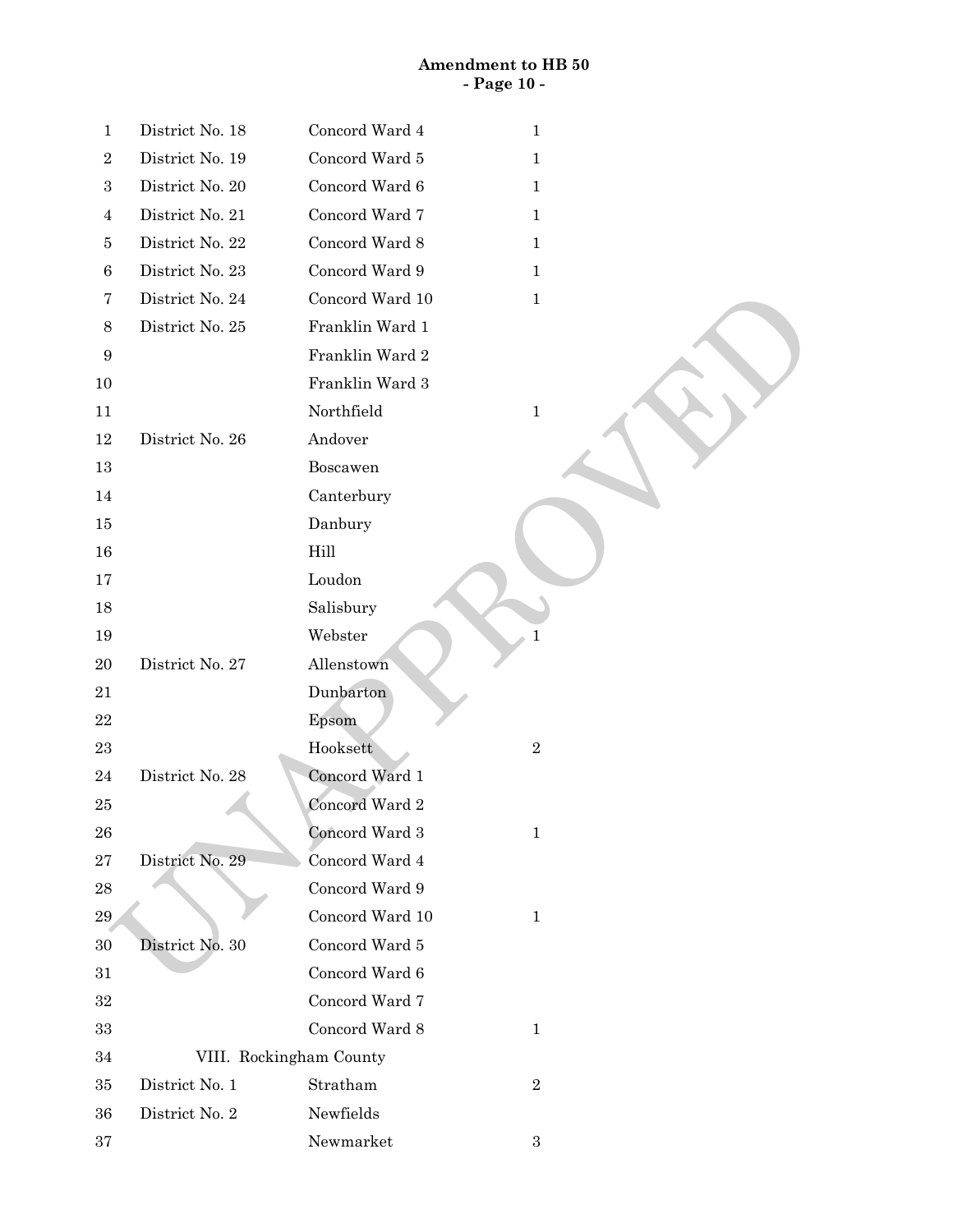| District | Town/Ward | Representatives |
|---|---|---|
| District No. 18 | Concord Ward 4 | 1 |
| District No. 19 | Concord Ward 5 | 1 |
| District No. 20 | Concord Ward 6 | 1 |
| District No. 21 | Concord Ward 7 | 1 |
| District No. 22 | Concord Ward 8 | 1 |
| District No. 23 | Concord Ward 9 | 1 |
| District No. 24 | Concord Ward 10 | 1 |
| District No. 25 | Franklin Ward 1 | |
| | Franklin Ward 2 | |
| | Franklin Ward 3 | |
| | Northfield | 1 |
| District No. 26 | Andover | |
| | Boscawen | |
| | Canterbury | |
| | Danbury | |
| | Hill | |
| | Loudon | |
| | Salisbury | |
| | Webster | 1 |
| District No. 27 | Allenstown | |
| | Dunbarton | |
| | Epsom | |
| | Hooksett | 2 |
| District No. 28 | Concord Ward 1 | |
| | Concord Ward 2 | |
| | Concord Ward 3 | 1 |
| District No. 29 | Concord Ward 4 | |
| | Concord Ward 9 | |
| | Concord Ward 10 | 1 |
| District No. 30 | Concord Ward 5 | |
| | Concord Ward 6 | |
| | Concord Ward 7 | |
| | Concord Ward 8 | 1 |

VIII. Rockingham County

| District | Town/Ward | Representatives |
|---|---|---|
| District No. 1 | Stratham | 2 |
| District No. 2 | Newfields | |
| | Newmarket | 3 |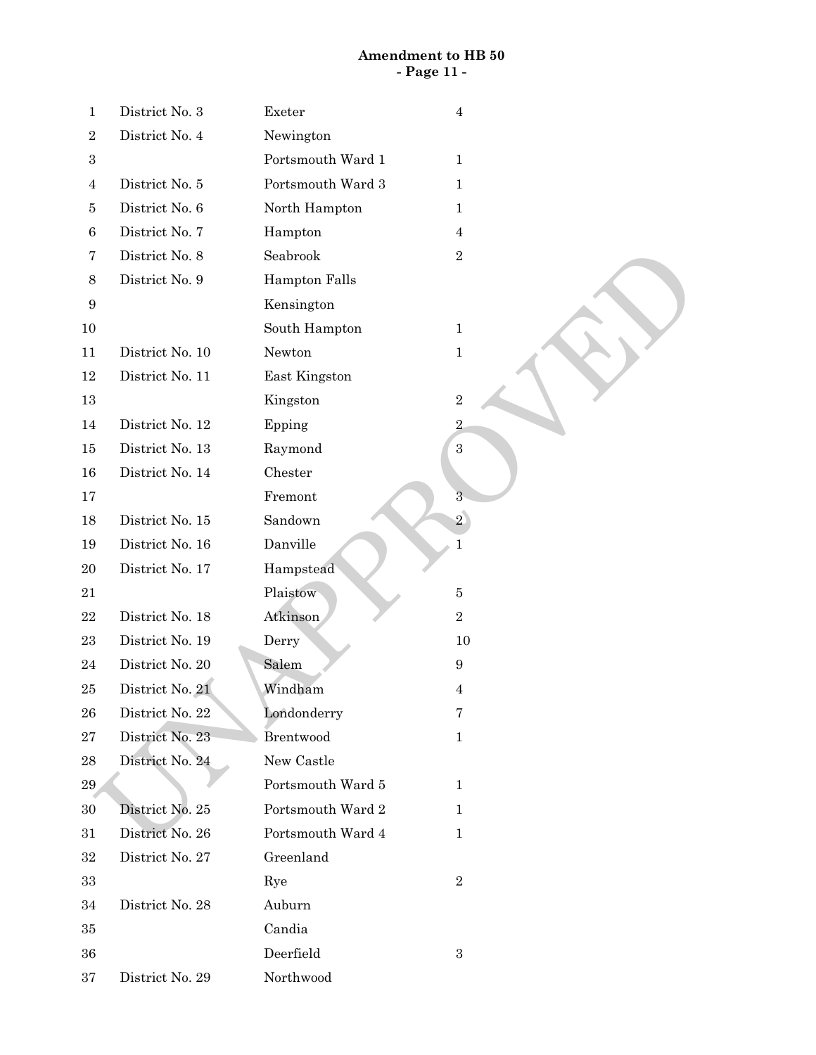**Amendment to HB 50**

| | District | Town/Ward | Seats |
|---|---|---|---|
| 1 | District No. 3 | Exeter | 4 |
| 2 | District No. 4 | Newington | |
| 3 | | Portsmouth Ward 1 | 1 |
| 4 | District No. 5 | Portsmouth Ward 3 | 1 |
| 5 | District No. 6 | North Hampton | 1 |
| 6 | District No. 7 | Hampton | 4 |
| 7 | District No. 8 | Seabrook | 2 |
| 8 | District No. 9 | Hampton Falls | |
| 9 | | Kensington | |
| 10 | | South Hampton | 1 |
| 11 | District No. 10 | Newton | 1 |
| 12 | District No. 11 | East Kingston | |
| 13 | | Kingston | 2 |
| 14 | District No. 12 | Epping | 2 |
| 15 | District No. 13 | Raymond | 3 |
| 16 | District No. 14 | Chester | |
| 17 | | Fremont | 3 |
| 18 | District No. 15 | Sandown | 2 |
| 19 | District No. 16 | Danville | 1 |
| 20 | District No. 17 | Hampstead | |
| 21 | | Plaistow | 5 |
| 22 | District No. 18 | Atkinson | 2 |
| 23 | District No. 19 | Derry | 10 |
| 24 | District No. 20 | Salem | 9 |
| 25 | District No. 21 | Windham | 4 |
| 26 | District No. 22 | Londonderry | 7 |
| 27 | District No. 23 | Brentwood | 1 |
| 28 | District No. 24 | New Castle | |
| 29 | | Portsmouth Ward 5 | 1 |
| 30 | District No. 25 | Portsmouth Ward 2 | 1 |
| 31 | District No. 26 | Portsmouth Ward 4 | 1 |
| 32 | District No. 27 | Greenland | |
| 33 | | Rye | 2 |
| 34 | District No. 28 | Auburn | |
| 35 | | Candia | |
| 36 | | Deerfield | 3 |
| 37 | District No. 29 | Northwood | |

UNAPPROVED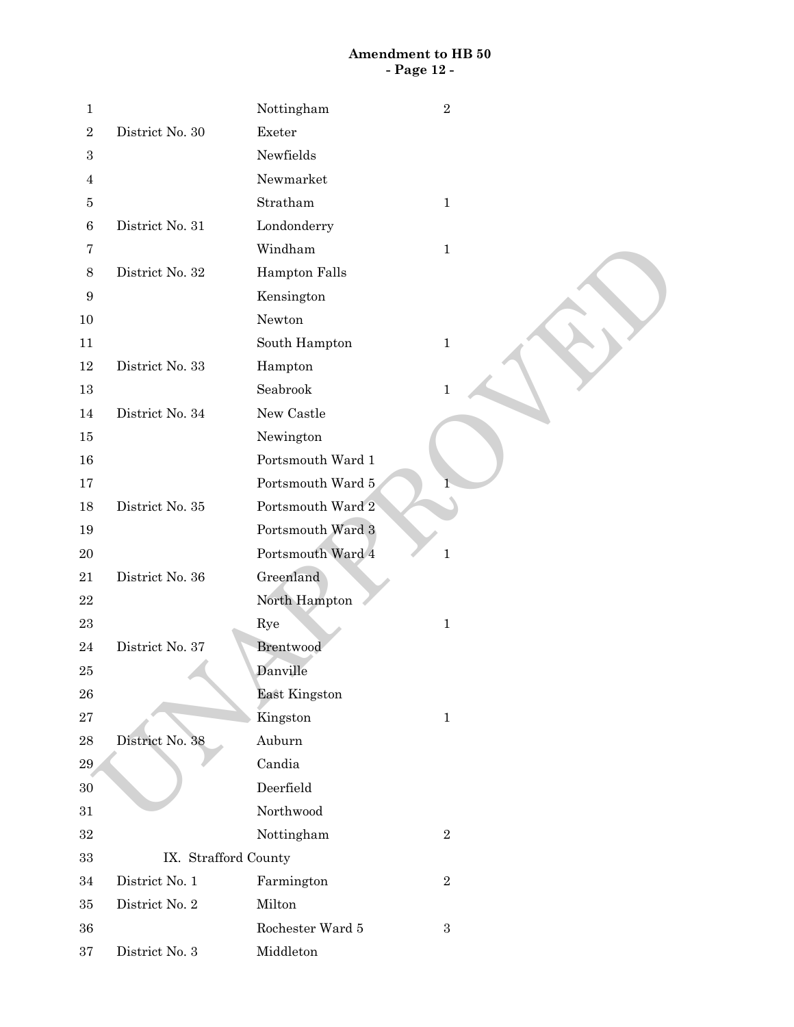| | | |
|---|---|---|
| | Nottingham | 2 |
| District No. 30 | Exeter | |
| | Newfields | |
| | Newmarket | |
| | Stratham | 1 |
| District No. 31 | Londonderry | |
| | Windham | 1 |
| District No. 32 | Hampton Falls | |
| | Kensington | |
| | Newton | |
| | South Hampton | 1 |
| District No. 33 | Hampton | |
| | Seabrook | 1 |
| District No. 34 | New Castle | |
| | Newington | |
| | Portsmouth Ward 1 | |
| | Portsmouth Ward 5 | 1 |
| District No. 35 | Portsmouth Ward 2 | |
| | Portsmouth Ward 3 | |
| | Portsmouth Ward 4 | 1 |
| District No. 36 | Greenland | |
| | North Hampton | |
| | Rye | 1 |
| District No. 37 | Brentwood | |
| | Danville | |
| | East Kingston | |
| | Kingston | 1 |
| District No. 38 | Auburn | |
| | Candia | |
| | Deerfield | |
| | Northwood | |
| | Nottingham | 2 |
| IX. Strafford County | | |
| District No. 1 | Farmington | 2 |
| District No. 2 | Milton | |
| | Rochester Ward 5 | 3 |
| District No. 3 | Middleton | |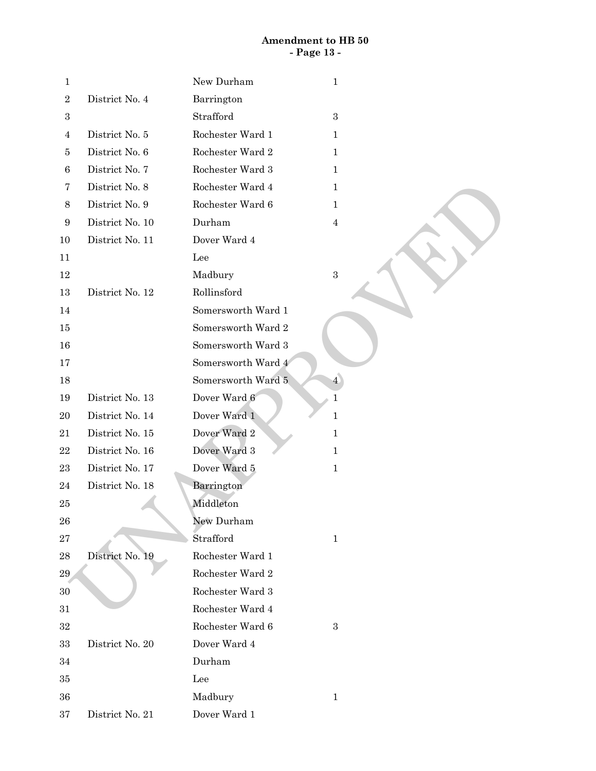| | | |
|---|---|---|
| | New Durham | 1 |
| District No. 4 | Barrington | |
| | Strafford | 3 |
| District No. 5 | Rochester Ward 1 | 1 |
| District No. 6 | Rochester Ward 2 | 1 |
| District No. 7 | Rochester Ward 3 | 1 |
| District No. 8 | Rochester Ward 4 | 1 |
| District No. 9 | Rochester Ward 6 | 1 |
| District No. 10 | Durham | 4 |
| District No. 11 | Dover Ward 4 | |
| | Lee | |
| | Madbury | 3 |
| District No. 12 | Rollinsford | |
| | Somersworth Ward 1 | |
| | Somersworth Ward 2 | |
| | Somersworth Ward 3 | |
| | Somersworth Ward 4 | |
| | Somersworth Ward 5 | 4 |
| District No. 13 | Dover Ward 6 | 1 |
| District No. 14 | Dover Ward 1 | 1 |
| District No. 15 | Dover Ward 2 | 1 |
| District No. 16 | Dover Ward 3 | 1 |
| District No. 17 | Dover Ward 5 | 1 |
| District No. 18 | Barrington | |
| | Middleton | |
| | New Durham | |
| | Strafford | 1 |
| District No. 19 | Rochester Ward 1 | |
| | Rochester Ward 2 | |
| | Rochester Ward 3 | |
| | Rochester Ward 4 | |
| | Rochester Ward 6 | 3 |
| District No. 20 | Dover Ward 4 | |
| | Durham | |
| | Lee | |
| | Madbury | 1 |
| District No. 21 | Dover Ward 1 | |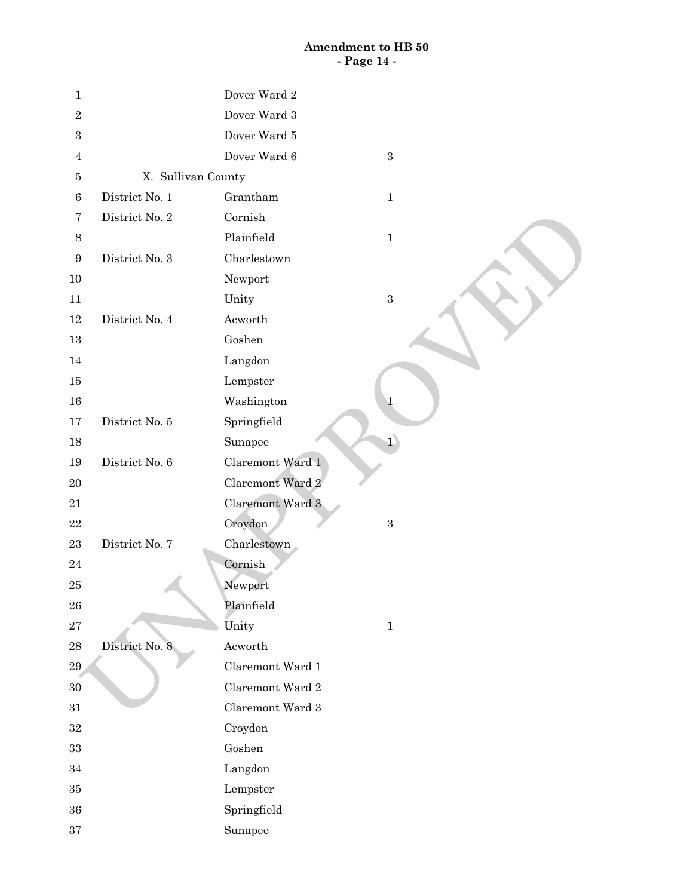| | | |
|---|---|---|
| | Dover Ward 2 | |
| | Dover Ward 3 | |
| | Dover Ward 5 | |
| | Dover Ward 6 | 3 |

X. Sullivan County

| | | |
|---|---|---|
| District No. 1 | Grantham | 1 |
| District No. 2 | Cornish | |
| | Plainfield | 1 |
| District No. 3 | Charlestown | |
| | Newport | |
| | Unity | 3 |
| District No. 4 | Acworth | |
| | Goshen | |
| | Langdon | |
| | Lempster | |
| | Washington | 1 |
| District No. 5 | Springfield | |
| | Sunapee | 1 |
| District No. 6 | Claremont Ward 1 | |
| | Claremont Ward 2 | |
| | Claremont Ward 3 | |
| | Croydon | 3 |
| District No. 7 | Charlestown | |
| | Cornish | |
| | Newport | |
| | Plainfield | |
| | Unity | 1 |
| District No. 8 | Acworth | |
| | Claremont Ward 1 | |
| | Claremont Ward 2 | |
| | Claremont Ward 3 | |
| | Croydon | |
| | Goshen | |
| | Langdon | |
| | Lempster | |
| | Springfield | |
| | Sunapee | |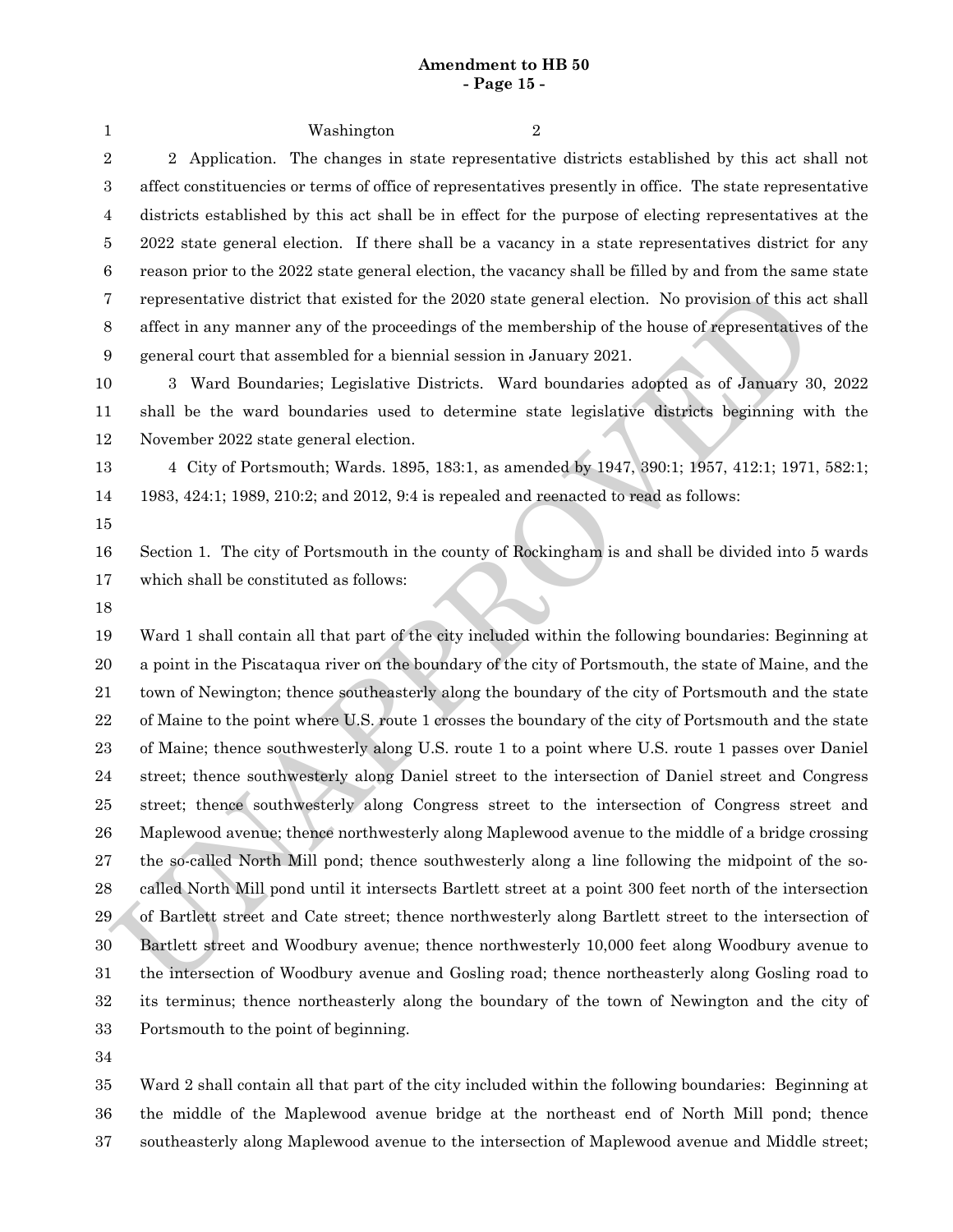Washington 2

2 Application. The changes in state representative districts established by this act shall not affect constituencies or terms of office of representatives presently in office. The state representative districts established by this act shall be in effect for the purpose of electing representatives at the 2022 state general election. If there shall be a vacancy in a state representatives district for any reason prior to the 2022 state general election, the vacancy shall be filled by and from the same state representative district that existed for the 2020 state general election. No provision of this act shall affect in any manner any of the proceedings of the membership of the house of representatives of the general court that assembled for a biennial session in January 2021.

3 Ward Boundaries; Legislative Districts. Ward boundaries adopted as of January 30, 2022 shall be the ward boundaries used to determine state legislative districts beginning with the November 2022 state general election.

4 City of Portsmouth; Wards. 1895, 183:1, as amended by 1947, 390:1; 1957, 412:1; 1971, 582:1; 1983, 424:1; 1989, 210:2; and 2012, 9:4 is repealed and reenacted to read as follows:

Section 1. The city of Portsmouth in the county of Rockingham is and shall be divided into 5 wards which shall be constituted as follows:

Ward 1 shall contain all that part of the city included within the following boundaries: Beginning at a point in the Piscataqua river on the boundary of the city of Portsmouth, the state of Maine, and the town of Newington; thence southeasterly along the boundary of the city of Portsmouth and the state of Maine to the point where U.S. route 1 crosses the boundary of the city of Portsmouth and the state of Maine; thence southwesterly along U.S. route 1 to a point where U.S. route 1 passes over Daniel street; thence southwesterly along Daniel street to the intersection of Daniel street and Congress street; thence southwesterly along Congress street to the intersection of Congress street and Maplewood avenue; thence northwesterly along Maplewood avenue to the middle of a bridge crossing the so-called North Mill pond; thence southwesterly along a line following the midpoint of the so-called North Mill pond until it intersects Bartlett street at a point 300 feet north of the intersection of Bartlett street and Cate street; thence northwesterly along Bartlett street to the intersection of Bartlett street and Woodbury avenue; thence northwesterly 10,000 feet along Woodbury avenue to the intersection of Woodbury avenue and Gosling road; thence northeasterly along Gosling road to its terminus; thence northeasterly along the boundary of the town of Newington and the city of Portsmouth to the point of beginning.

Ward 2 shall contain all that part of the city included within the following boundaries: Beginning at the middle of the Maplewood avenue bridge at the northeast end of North Mill pond; thence southeasterly along Maplewood avenue to the intersection of Maplewood avenue and Middle street;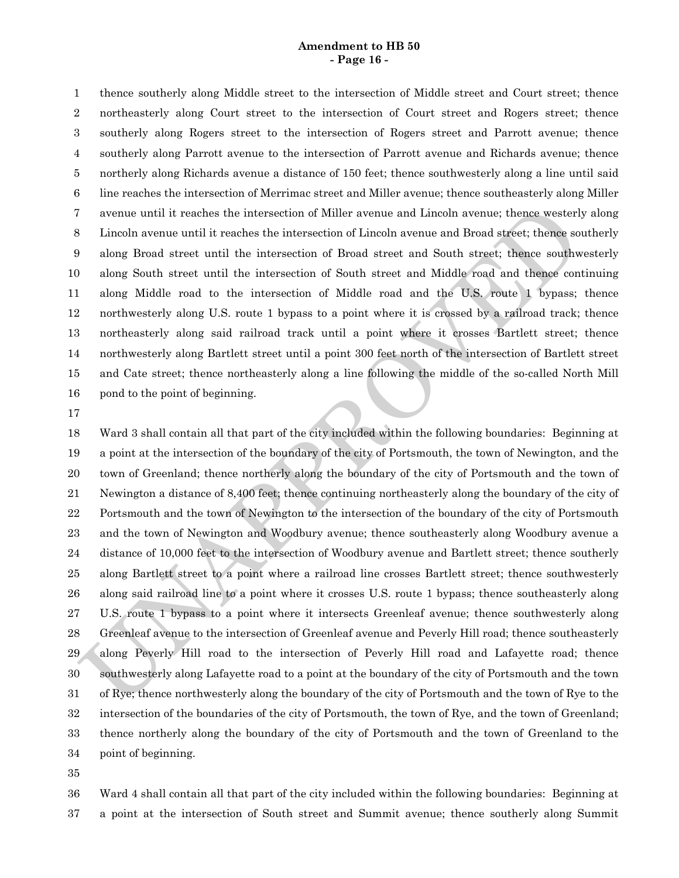thence southerly along Middle street to the intersection of Middle street and Court street; thence northeasterly along Court street to the intersection of Court street and Rogers street; thence southerly along Rogers street to the intersection of Rogers street and Parrott avenue; thence southerly along Parrott avenue to the intersection of Parrott avenue and Richards avenue; thence northerly along Richards avenue a distance of 150 feet; thence southwesterly along a line until said line reaches the intersection of Merrimac street and Miller avenue; thence southeasterly along Miller avenue until it reaches the intersection of Miller avenue and Lincoln avenue; thence westerly along Lincoln avenue until it reaches the intersection of Lincoln avenue and Broad street; thence southerly along Broad street until the intersection of Broad street and South street; thence southwesterly along South street until the intersection of South street and Middle road and thence continuing along Middle road to the intersection of Middle road and the U.S. route 1 bypass; thence northwesterly along U.S. route 1 bypass to a point where it is crossed by a railroad track; thence northeasterly along said railroad track until a point where it crosses Bartlett street; thence northwesterly along Bartlett street until a point 300 feet north of the intersection of Bartlett street and Cate street; thence northeasterly along a line following the middle of the so-called North Mill pond to the point of beginning.

Ward 3 shall contain all that part of the city included within the following boundaries: Beginning at a point at the intersection of the boundary of the city of Portsmouth, the town of Newington, and the town of Greenland; thence northerly along the boundary of the city of Portsmouth and the town of Newington a distance of 8,400 feet; thence continuing northeasterly along the boundary of the city of Portsmouth and the town of Newington to the intersection of the boundary of the city of Portsmouth and the town of Newington and Woodbury avenue; thence southeasterly along Woodbury avenue a distance of 10,000 feet to the intersection of Woodbury avenue and Bartlett street; thence southerly along Bartlett street to a point where a railroad line crosses Bartlett street; thence southwesterly along said railroad line to a point where it crosses U.S. route 1 bypass; thence southeasterly along U.S. route 1 bypass to a point where it intersects Greenleaf avenue; thence southwesterly along Greenleaf avenue to the intersection of Greenleaf avenue and Peverly Hill road; thence southeasterly along Peverly Hill road to the intersection of Peverly Hill road and Lafayette road; thence southwesterly along Lafayette road to a point at the boundary of the city of Portsmouth and the town of Rye; thence northwesterly along the boundary of the city of Portsmouth and the town of Rye to the intersection of the boundaries of the city of Portsmouth, the town of Rye, and the town of Greenland; thence northerly along the boundary of the city of Portsmouth and the town of Greenland to the point of beginning.

Ward 4 shall contain all that part of the city included within the following boundaries: Beginning at a point at the intersection of South street and Summit avenue; thence southerly along Summit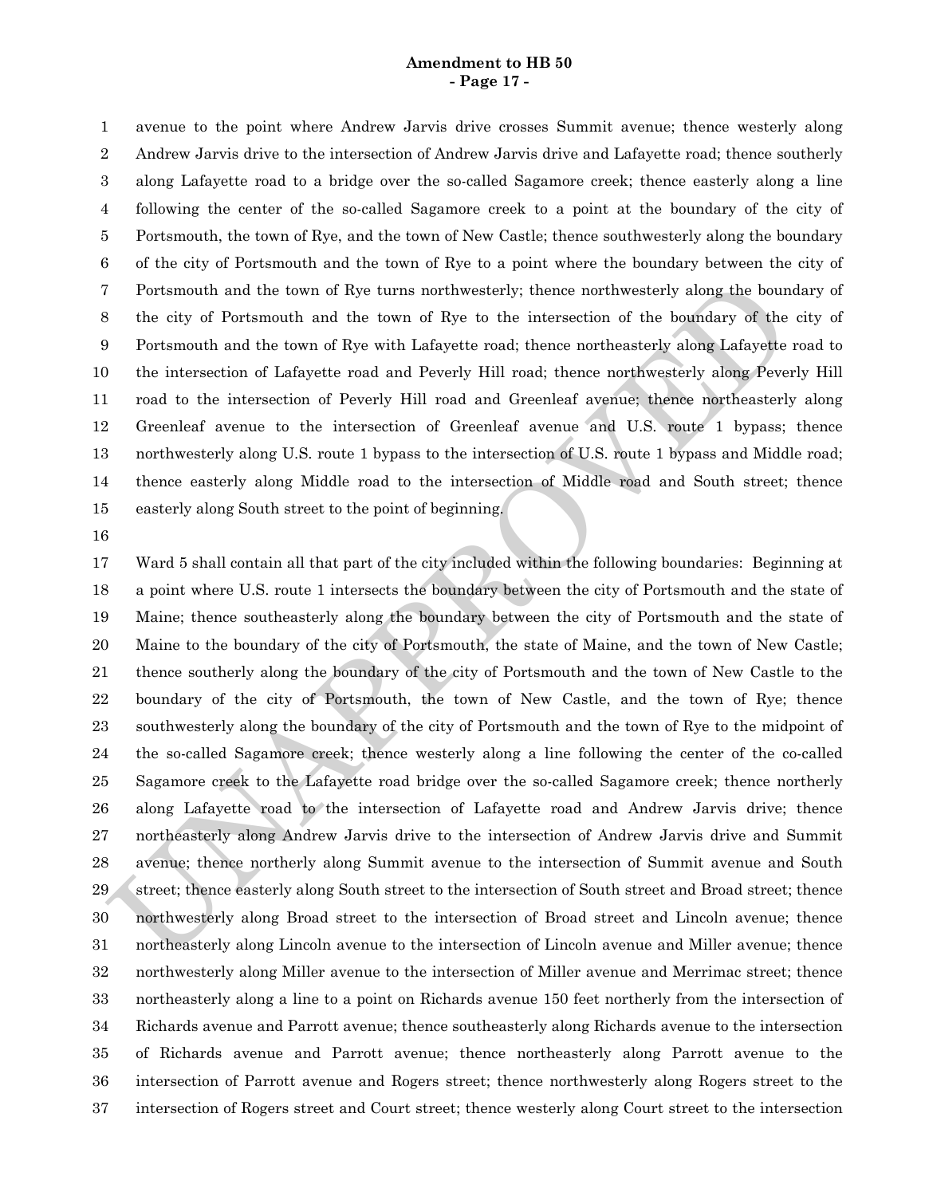avenue to the point where Andrew Jarvis drive crosses Summit avenue; thence westerly along Andrew Jarvis drive to the intersection of Andrew Jarvis drive and Lafayette road; thence southerly along Lafayette road to a bridge over the so-called Sagamore creek; thence easterly along a line following the center of the so-called Sagamore creek to a point at the boundary of the city of Portsmouth, the town of Rye, and the town of New Castle; thence southwesterly along the boundary of the city of Portsmouth and the town of Rye to a point where the boundary between the city of Portsmouth and the town of Rye turns northwesterly; thence northwesterly along the boundary of the city of Portsmouth and the town of Rye to the intersection of the boundary of the city of Portsmouth and the town of Rye with Lafayette road; thence northeasterly along Lafayette road to the intersection of Lafayette road and Peverly Hill road; thence northwesterly along Peverly Hill road to the intersection of Peverly Hill road and Greenleaf avenue; thence northeasterly along Greenleaf avenue to the intersection of Greenleaf avenue and U.S. route 1 bypass; thence northwesterly along U.S. route 1 bypass to the intersection of U.S. route 1 bypass and Middle road; thence easterly along Middle road to the intersection of Middle road and South street; thence easterly along South street to the point of beginning.

Ward 5 shall contain all that part of the city included within the following boundaries: Beginning at a point where U.S. route 1 intersects the boundary between the city of Portsmouth and the state of Maine; thence southeasterly along the boundary between the city of Portsmouth and the state of Maine to the boundary of the city of Portsmouth, the state of Maine, and the town of New Castle; thence southerly along the boundary of the city of Portsmouth and the town of New Castle to the boundary of the city of Portsmouth, the town of New Castle, and the town of Rye; thence southwesterly along the boundary of the city of Portsmouth and the town of Rye to the midpoint of the so-called Sagamore creek; thence westerly along a line following the center of the co-called Sagamore creek to the Lafayette road bridge over the so-called Sagamore creek; thence northerly along Lafayette road to the intersection of Lafayette road and Andrew Jarvis drive; thence northeasterly along Andrew Jarvis drive to the intersection of Andrew Jarvis drive and Summit avenue; thence northerly along Summit avenue to the intersection of Summit avenue and South street; thence easterly along South street to the intersection of South street and Broad street; thence northwesterly along Broad street to the intersection of Broad street and Lincoln avenue; thence northeasterly along Lincoln avenue to the intersection of Lincoln avenue and Miller avenue; thence northwesterly along Miller avenue to the intersection of Miller avenue and Merrimac street; thence northeasterly along a line to a point on Richards avenue 150 feet northerly from the intersection of Richards avenue and Parrott avenue; thence southeasterly along Richards avenue to the intersection of Richards avenue and Parrott avenue; thence northeasterly along Parrott avenue to the intersection of Parrott avenue and Rogers street; thence northwesterly along Rogers street to the intersection of Rogers street and Court street; thence westerly along Court street to the intersection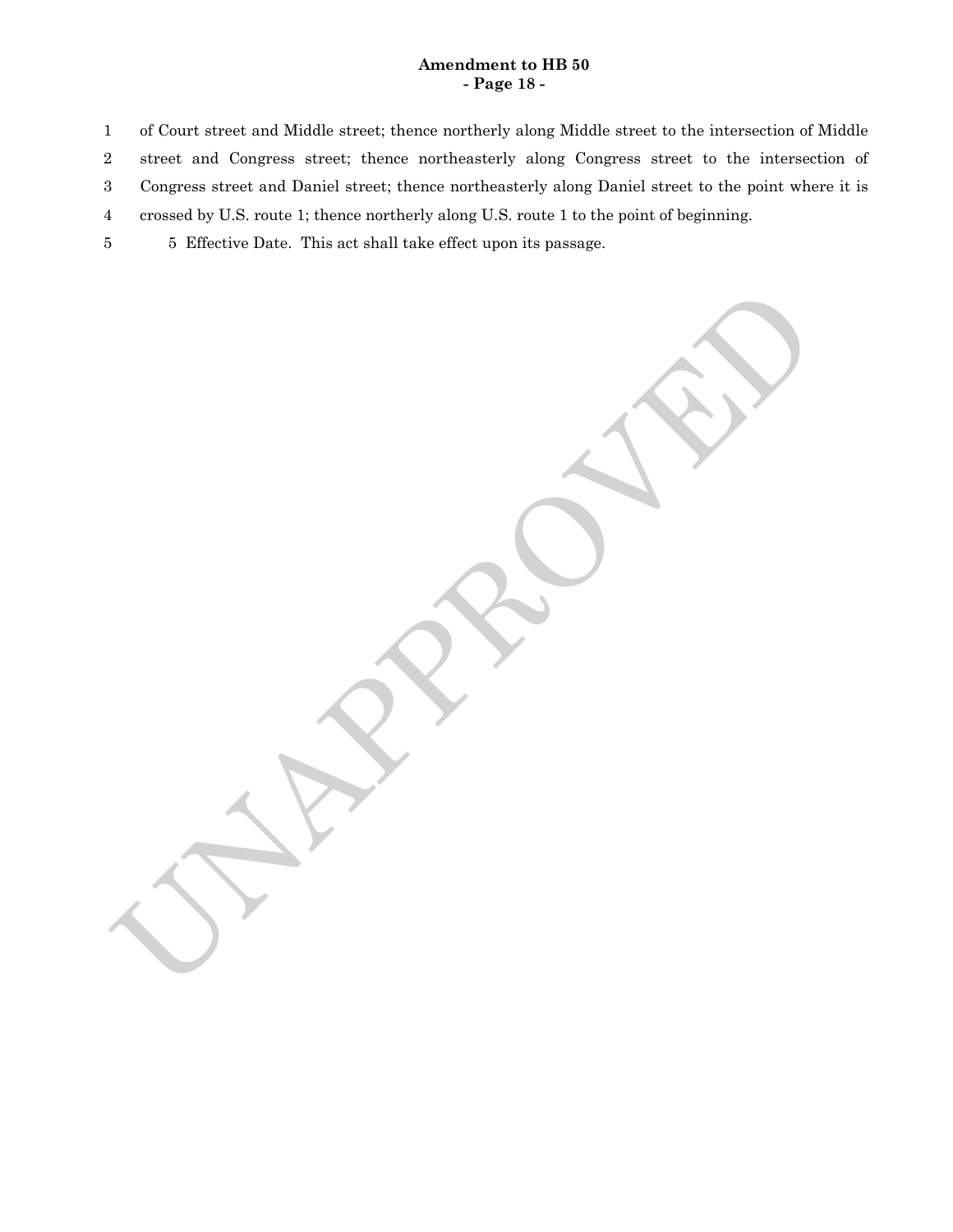of Court street and Middle street; thence northerly along Middle street to the intersection of Middle street and Congress street; thence northeasterly along Congress street to the intersection of Congress street and Daniel street; thence northeasterly along Daniel street to the point where it is crossed by U.S. route 1; thence northerly along U.S. route 1 to the point of beginning.

5 Effective Date. This act shall take effect upon its passage.